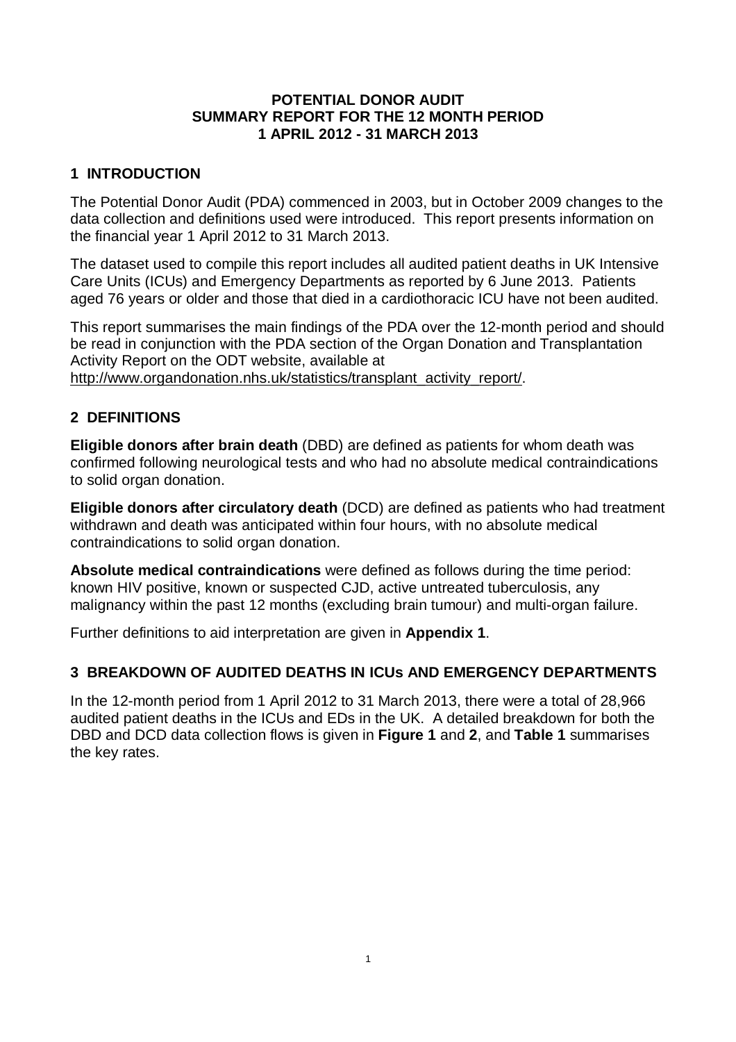# POTENTIAL DONOR AUDIT
# SUMMARY REPORT FOR THE 12 MONTH PERIOD
# 1 APRIL 2012 - 31 MARCH 2013

## 1 INTRODUCTION

The Potential Donor Audit (PDA) commenced in 2003, but in October 2009 changes to the data collection and definitions used were introduced. This report presents information on the financial year 1 April 2012 to 31 March 2013.

The dataset used to compile this report includes all audited patient deaths in UK Intensive Care Units (ICUs) and Emergency Departments as reported by 6 June 2013. Patients aged 76 years or older and those that died in a cardiothoracic ICU have not been audited.

This report summarises the main findings of the PDA over the 12-month period and should be read in conjunction with the PDA section of the Organ Donation and Transplantation Activity Report on the ODT website, available at http://www.organdonation.nhs.uk/statistics/transplant_activity_report/.

## 2 DEFINITIONS

**Eligible donors after brain death** (DBD) are defined as patients for whom death was confirmed following neurological tests and who had no absolute medical contraindications to solid organ donation.

**Eligible donors after circulatory death** (DCD) are defined as patients who had treatment withdrawn and death was anticipated within four hours, with no absolute medical contraindications to solid organ donation.

**Absolute medical contraindications** were defined as follows during the time period: known HIV positive, known or suspected CJD, active untreated tuberculosis, any malignancy within the past 12 months (excluding brain tumour) and multi-organ failure.

Further definitions to aid interpretation are given in **Appendix 1**.

## 3 BREAKDOWN OF AUDITED DEATHS IN ICUs AND EMERGENCY DEPARTMENTS

In the 12-month period from 1 April 2012 to 31 March 2013, there were a total of 28,966 audited patient deaths in the ICUs and EDs in the UK. A detailed breakdown for both the DBD and DCD data collection flows is given in **Figure 1** and **2**, and **Table 1** summarises the key rates.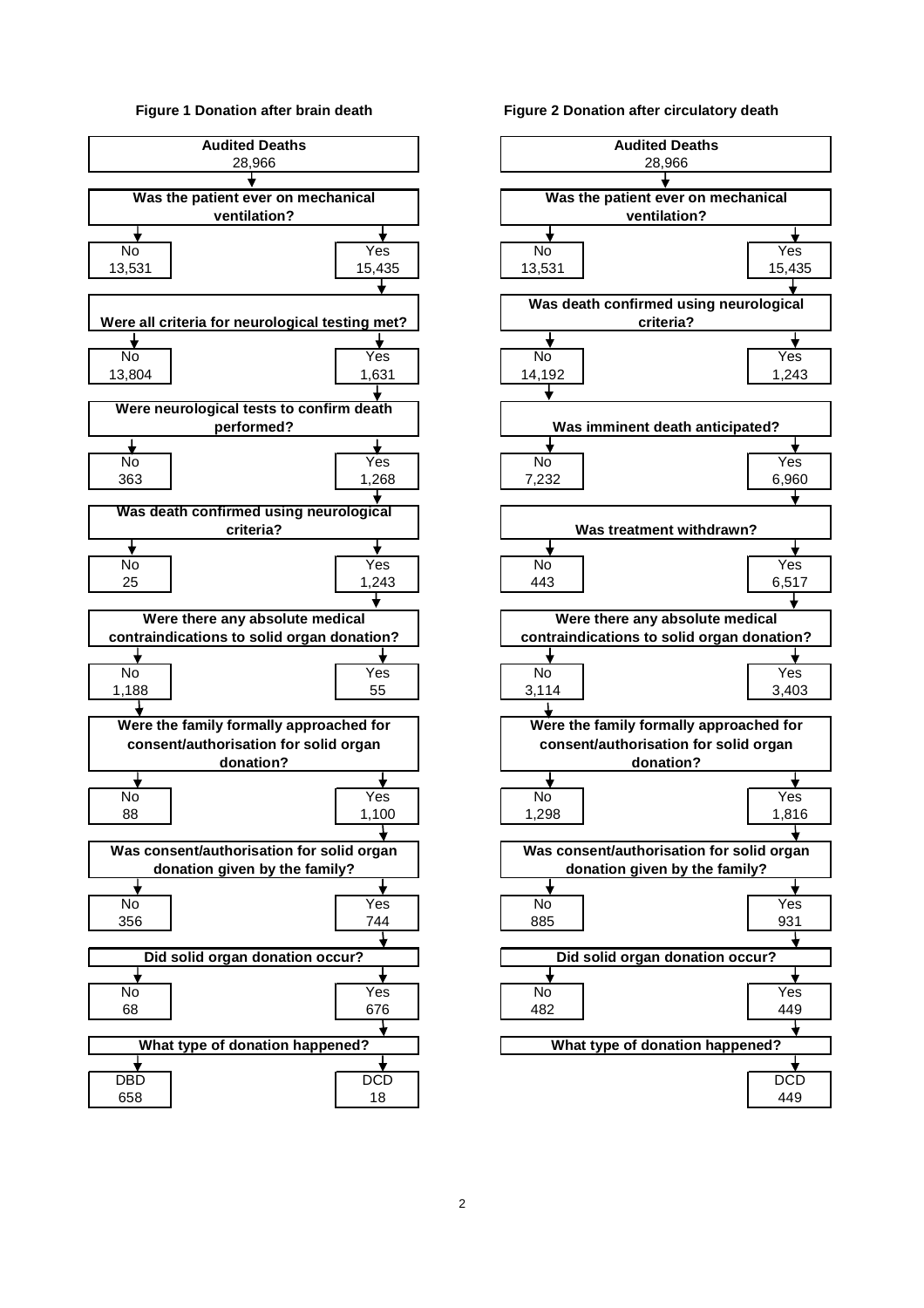**Figure 1 Donation after brain death**

| Question | No | Yes |
|---|---|---|
| Audited Deaths: 28,966 | | |
| Was the patient ever on mechanical ventilation? | 13,531 | 15,435 |
| Were all criteria for neurological testing met? | 13,804 | 1,631 |
| Were neurological tests to confirm death performed? | 363 | 1,268 |
| Was death confirmed using neurological criteria? | 25 | 1,243 |
| Were there any absolute medical contraindications to solid organ donation? | 1,188 | 55 |
| Were the family formally approached for consent/authorisation for solid organ donation? | 88 | 1,100 |
| Was consent/authorisation for solid organ donation given by the family? | 356 | 744 |
| Did solid organ donation occur? | 68 | 676 |
| What type of donation happened? | DBD 658 | DCD 18 |

**Figure 2 Donation after circulatory death**

| Question | No | Yes |
|---|---|---|
| Audited Deaths: 28,966 | | |
| Was the patient ever on mechanical ventilation? | 13,531 | 15,435 |
| Was death confirmed using neurological criteria? | 14,192 | 1,243 |
| Was imminent death anticipated? | 7,232 | 6,960 |
| Was treatment withdrawn? | 443 | 6,517 |
| Were there any absolute medical contraindications to solid organ donation? | 3,114 | 3,403 |
| Were the family formally approached for consent/authorisation for solid organ donation? | 1,298 | 1,816 |
| Was consent/authorisation for solid organ donation given by the family? | 885 | 931 |
| Did solid organ donation occur? | 482 | 449 |
| What type of donation happened? | | DCD 449 |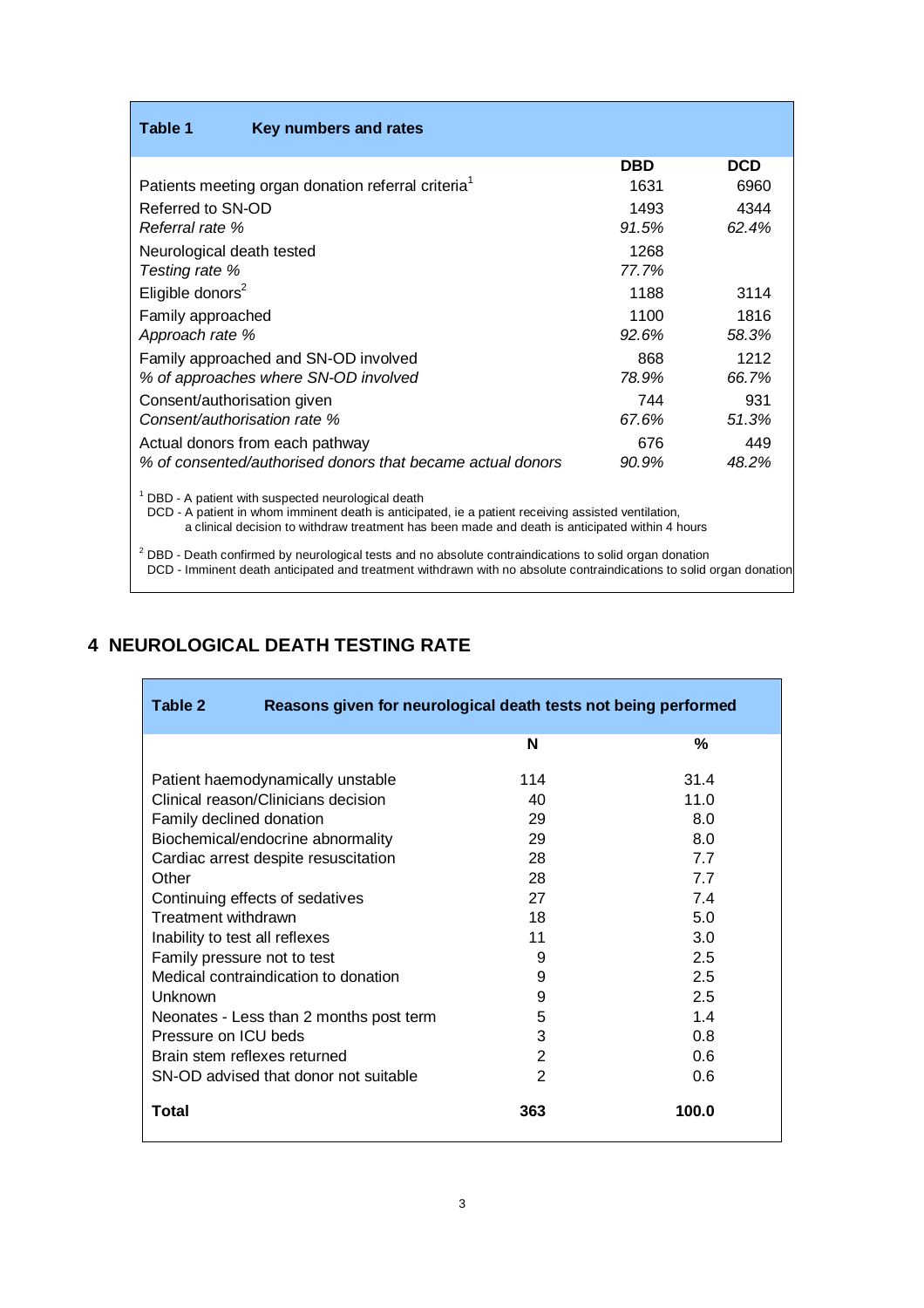**Table 1 Key numbers and rates**

| | DBD | DCD |
|---|---|---|
| Patients meeting organ donation referral criteria[1] | 1631 | 6960 |
| Referred to SN-OD | 1493 | 4344 |
| *Referral rate %* | *91.5%* | *62.4%* |
| Neurological death tested | 1268 | |
| *Testing rate %* | *77.7%* | |
| Eligible donors[2] | 1188 | 3114 |
| Family approached | 1100 | 1816 |
| *Approach rate %* | *92.6%* | *58.3%* |
| Family approached and SN-OD involved | 868 | 1212 |
| *% of approaches where SN-OD involved* | *78.9%* | *66.7%* |
| Consent/authorisation given | 744 | 931 |
| *Consent/authorisation rate %* | *67.6%* | *51.3%* |
| Actual donors from each pathway | 676 | 449 |
| *% of consented/authorised donors that became actual donors* | *90.9%* | *48.2%* |

[1] DBD - A patient with suspected neurological death
DCD - A patient in whom imminent death is anticipated, ie a patient receiving assisted ventilation, a clinical decision to withdraw treatment has been made and death is anticipated within 4 hours

[2] DBD - Death confirmed by neurological tests and no absolute contraindications to solid organ donation
DCD - Imminent death anticipated and treatment withdrawn with no absolute contraindications to solid organ donation

## 4 NEUROLOGICAL DEATH TESTING RATE

**Table 2 Reasons given for neurological death tests not being performed**

| | N | % |
|---|---|---|
| Patient haemodynamically unstable | 114 | 31.4 |
| Clinical reason/Clinicians decision | 40 | 11.0 |
| Family declined donation | 29 | 8.0 |
| Biochemical/endocrine abnormality | 29 | 8.0 |
| Cardiac arrest despite resuscitation | 28 | 7.7 |
| Other | 28 | 7.7 |
| Continuing effects of sedatives | 27 | 7.4 |
| Treatment withdrawn | 18 | 5.0 |
| Inability to test all reflexes | 11 | 3.0 |
| Family pressure not to test | 9 | 2.5 |
| Medical contraindication to donation | 9 | 2.5 |
| Unknown | 9 | 2.5 |
| Neonates - Less than 2 months post term | 5 | 1.4 |
| Pressure on ICU beds | 3 | 0.8 |
| Brain stem reflexes returned | 2 | 0.6 |
| SN-OD advised that donor not suitable | 2 | 0.6 |
| **Total** | **363** | **100.0** |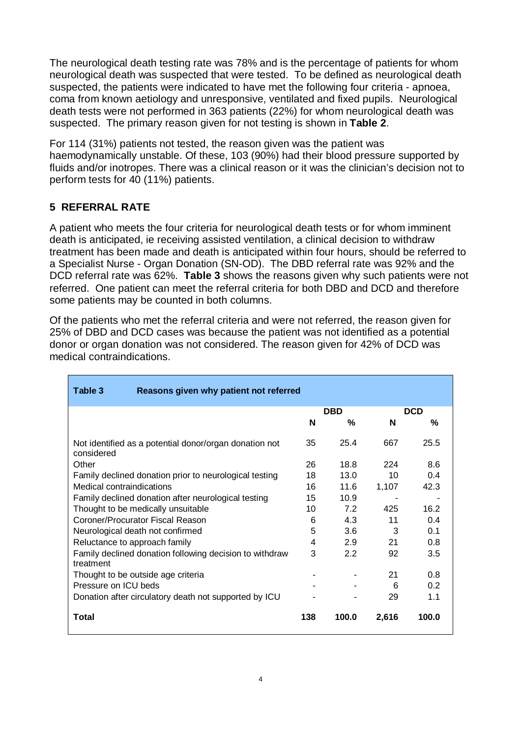The neurological death testing rate was 78% and is the percentage of patients for whom neurological death was suspected that were tested. To be defined as neurological death suspected, the patients were indicated to have met the following four criteria - apnoea, coma from known aetiology and unresponsive, ventilated and fixed pupils. Neurological death tests were not performed in 363 patients (22%) for whom neurological death was suspected. The primary reason given for not testing is shown in **Table 2**.

For 114 (31%) patients not tested, the reason given was the patient was haemodynamically unstable. Of these, 103 (90%) had their blood pressure supported by fluids and/or inotropes. There was a clinical reason or it was the clinician's decision not to perform tests for 40 (11%) patients.

## 5 REFERRAL RATE

A patient who meets the four criteria for neurological death tests or for whom imminent death is anticipated, ie receiving assisted ventilation, a clinical decision to withdraw treatment has been made and death is anticipated within four hours, should be referred to a Specialist Nurse - Organ Donation (SN-OD). The DBD referral was 92% and the DCD referral rate was 62%. **Table 3** shows the reasons given why such patients were not referred. One patient can meet the referral criteria for both DBD and DCD and therefore some patients may be counted in both columns.

Of the patients who met the referral criteria and were not referred, the reason given for 25% of DBD and DCD cases was because the patient was not identified as a potential donor or organ donation was not considered. The reason given for 42% of DCD was medical contraindications.

**Table 3 Reasons given why patient not referred**

| | DBD | | DCD | |
|---|---|---|---|---|
| | N | % | N | % |
| Not identified as a potential donor/organ donation not considered | 35 | 25.4 | 667 | 25.5 |
| Other | 26 | 18.8 | 224 | 8.6 |
| Family declined donation prior to neurological testing | 18 | 13.0 | 10 | 0.4 |
| Medical contraindications | 16 | 11.6 | 1,107 | 42.3 |
| Family declined donation after neurological testing | 15 | 10.9 | - | - |
| Thought to be medically unsuitable | 10 | 7.2 | 425 | 16.2 |
| Coroner/Procurator Fiscal Reason | 6 | 4.3 | 11 | 0.4 |
| Neurological death not confirmed | 5 | 3.6 | 3 | 0.1 |
| Reluctance to approach family | 4 | 2.9 | 21 | 0.8 |
| Family declined donation following decision to withdraw treatment | 3 | 2.2 | 92 | 3.5 |
| Thought to be outside age criteria | - | - | 21 | 0.8 |
| Pressure on ICU beds | - | - | 6 | 0.2 |
| Donation after circulatory death not supported by ICU | - | - | 29 | 1.1 |
| **Total** | **138** | **100.0** | **2,616** | **100.0** |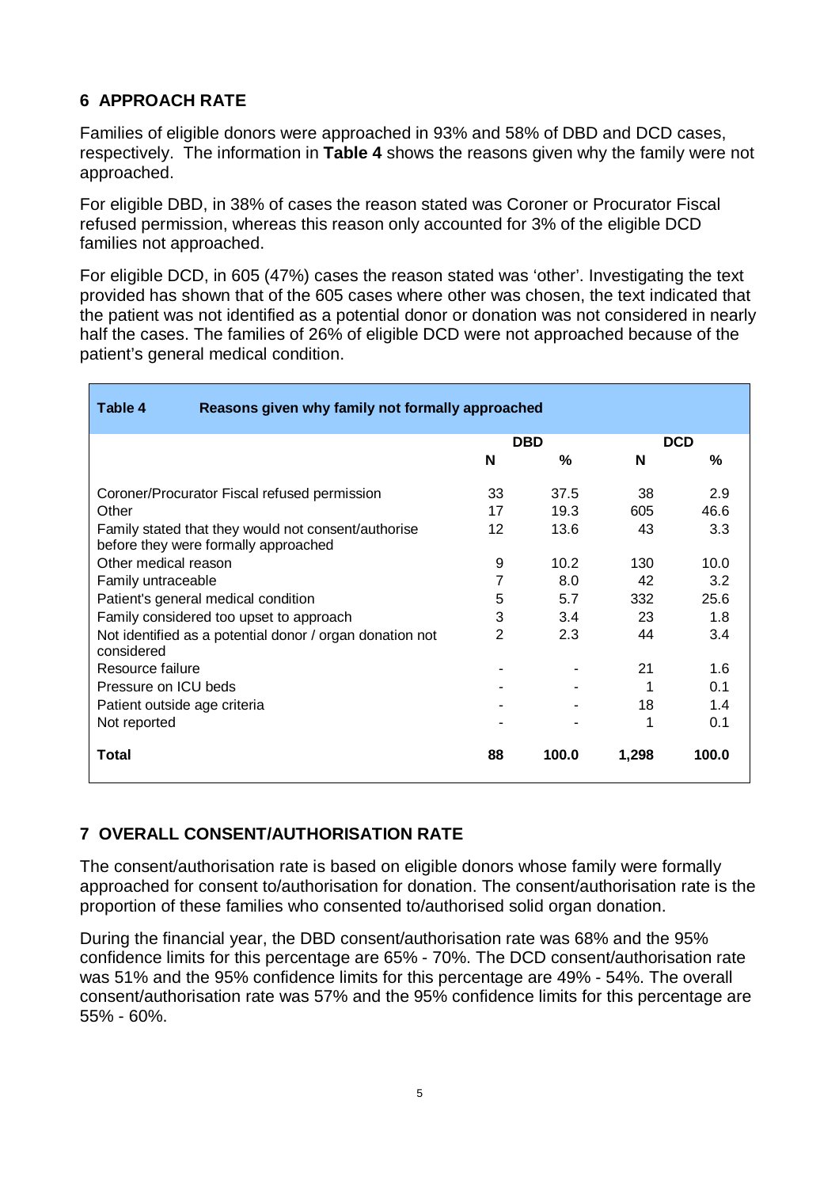## 6 APPROACH RATE

Families of eligible donors were approached in 93% and 58% of DBD and DCD cases, respectively. The information in **Table 4** shows the reasons given why the family were not approached.

For eligible DBD, in 38% of cases the reason stated was Coroner or Procurator Fiscal refused permission, whereas this reason only accounted for 3% of the eligible DCD families not approached.

For eligible DCD, in 605 (47%) cases the reason stated was 'other'. Investigating the text provided has shown that of the 605 cases where other was chosen, the text indicated that the patient was not identified as a potential donor or donation was not considered in nearly half the cases. The families of 26% of eligible DCD were not approached because of the patient's general medical condition.

**Table 4 Reasons given why family not formally approached**

| | DBD | | DCD | |
|---|---|---|---|---|
| | N | % | N | % |
| Coroner/Procurator Fiscal refused permission | 33 | 37.5 | 38 | 2.9 |
| Other | 17 | 19.3 | 605 | 46.6 |
| Family stated that they would not consent/authorise before they were formally approached | 12 | 13.6 | 43 | 3.3 |
| Other medical reason | 9 | 10.2 | 130 | 10.0 |
| Family untraceable | 7 | 8.0 | 42 | 3.2 |
| Patient's general medical condition | 5 | 5.7 | 332 | 25.6 |
| Family considered too upset to approach | 3 | 3.4 | 23 | 1.8 |
| Not identified as a potential donor / organ donation not considered | 2 | 2.3 | 44 | 3.4 |
| Resource failure | - | - | 21 | 1.6 |
| Pressure on ICU beds | - | - | 1 | 0.1 |
| Patient outside age criteria | - | - | 18 | 1.4 |
| Not reported | - | - | 1 | 0.1 |
| **Total** | **88** | **100.0** | **1,298** | **100.0** |

## 7 OVERALL CONSENT/AUTHORISATION RATE

The consent/authorisation rate is based on eligible donors whose family were formally approached for consent to/authorisation for donation. The consent/authorisation rate is the proportion of these families who consented to/authorised solid organ donation.

During the financial year, the DBD consent/authorisation rate was 68% and the 95% confidence limits for this percentage are 65% - 70%. The DCD consent/authorisation rate was 51% and the 95% confidence limits for this percentage are 49% - 54%. The overall consent/authorisation rate was 57% and the 95% confidence limits for this percentage are 55% - 60%.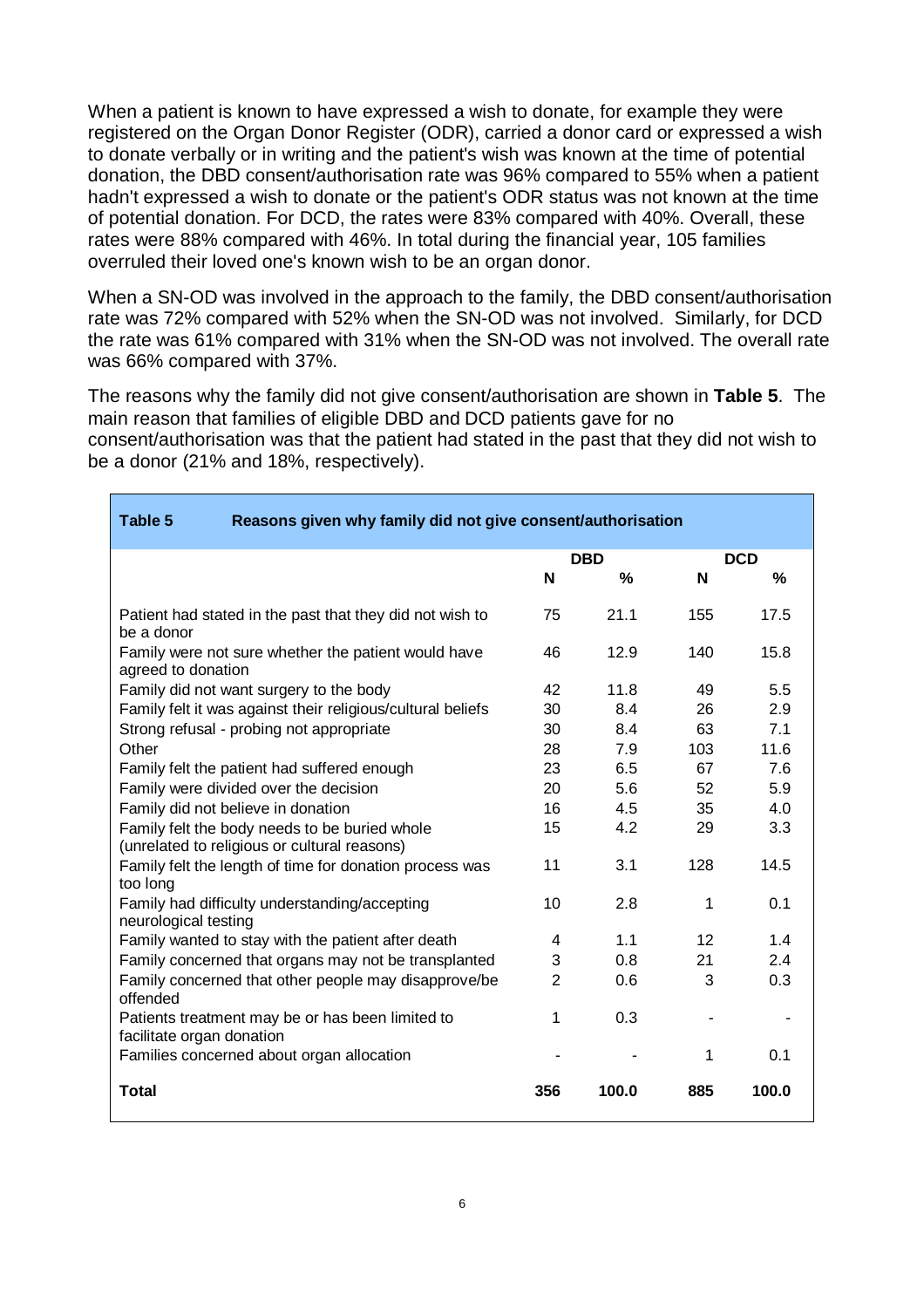When a patient is known to have expressed a wish to donate, for example they were registered on the Organ Donor Register (ODR), carried a donor card or expressed a wish to donate verbally or in writing and the patient's wish was known at the time of potential donation, the DBD consent/authorisation rate was 96% compared to 55% when a patient hadn't expressed a wish to donate or the patient's ODR status was not known at the time of potential donation. For DCD, the rates were 83% compared with 40%. Overall, these rates were 88% compared with 46%. In total during the financial year, 105 families overruled their loved one's known wish to be an organ donor.

When a SN-OD was involved in the approach to the family, the DBD consent/authorisation rate was 72% compared with 52% when the SN-OD was not involved. Similarly, for DCD the rate was 61% compared with 31% when the SN-OD was not involved. The overall rate was 66% compared with 37%.

The reasons why the family did not give consent/authorisation are shown in **Table 5**. The main reason that families of eligible DBD and DCD patients gave for no consent/authorisation was that the patient had stated in the past that they did not wish to be a donor (21% and 18%, respectively).

**Table 5 Reasons given why family did not give consent/authorisation**

| | DBD | | DCD | |
|---|---|---|---|---|
| | **N** | **%** | **N** | **%** |
| Patient had stated in the past that they did not wish to be a donor | 75 | 21.1 | 155 | 17.5 |
| Family were not sure whether the patient would have agreed to donation | 46 | 12.9 | 140 | 15.8 |
| Family did not want surgery to the body | 42 | 11.8 | 49 | 5.5 |
| Family felt it was against their religious/cultural beliefs | 30 | 8.4 | 26 | 2.9 |
| Strong refusal - probing not appropriate | 30 | 8.4 | 63 | 7.1 |
| Other | 28 | 7.9 | 103 | 11.6 |
| Family felt the patient had suffered enough | 23 | 6.5 | 67 | 7.6 |
| Family were divided over the decision | 20 | 5.6 | 52 | 5.9 |
| Family did not believe in donation | 16 | 4.5 | 35 | 4.0 |
| Family felt the body needs to be buried whole (unrelated to religious or cultural reasons) | 15 | 4.2 | 29 | 3.3 |
| Family felt the length of time for donation process was too long | 11 | 3.1 | 128 | 14.5 |
| Family had difficulty understanding/accepting neurological testing | 10 | 2.8 | 1 | 0.1 |
| Family wanted to stay with the patient after death | 4 | 1.1 | 12 | 1.4 |
| Family concerned that organs may not be transplanted | 3 | 0.8 | 21 | 2.4 |
| Family concerned that other people may disapprove/be offended | 2 | 0.6 | 3 | 0.3 |
| Patients treatment may be or has been limited to facilitate organ donation | 1 | 0.3 | - | - |
| Families concerned about organ allocation | - | - | 1 | 0.1 |
| **Total** | **356** | **100.0** | **885** | **100.0** |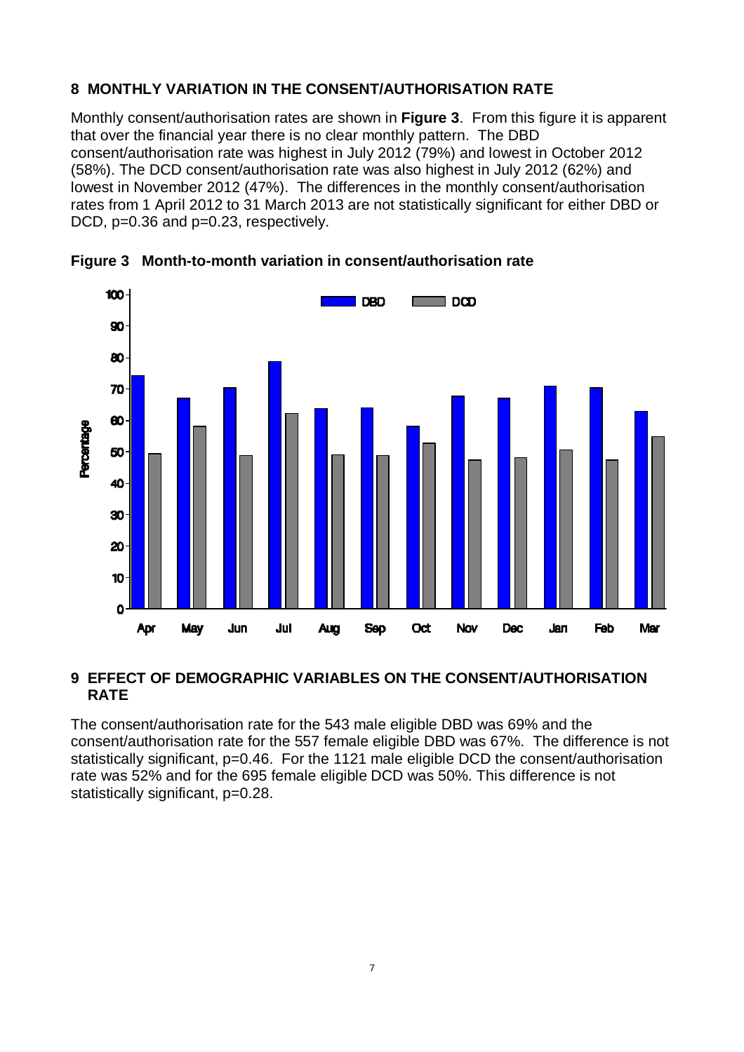## 8 MONTHLY VARIATION IN THE CONSENT/AUTHORISATION RATE

Monthly consent/authorisation rates are shown in **Figure 3**. From this figure it is apparent that over the financial year there is no clear monthly pattern. The DBD consent/authorisation rate was highest in July 2012 (79%) and lowest in October 2012 (58%). The DCD consent/authorisation rate was also highest in July 2012 (62%) and lowest in November 2012 (47%). The differences in the monthly consent/authorisation rates from 1 April 2012 to 31 March 2013 are not statistically significant for either DBD or DCD, p=0.36 and p=0.23, respectively.

**Figure 3 Month-to-month variation in consent/authorisation rate**

## 9 EFFECT OF DEMOGRAPHIC VARIABLES ON THE CONSENT/AUTHORISATION RATE

The consent/authorisation rate for the 543 male eligible DBD was 69% and the consent/authorisation rate for the 557 female eligible DBD was 67%. The difference is not statistically significant, p=0.46. For the 1121 male eligible DCD the consent/authorisation rate was 52% and for the 695 female eligible DCD was 50%. This difference is not statistically significant, p=0.28.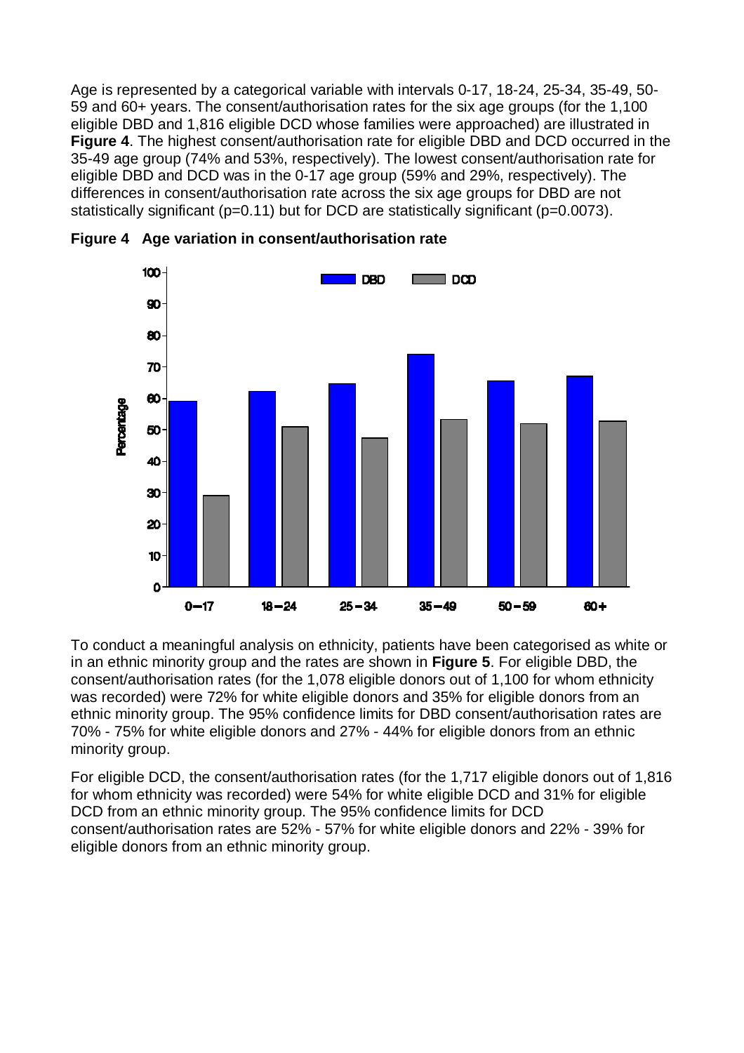Age is represented by a categorical variable with intervals 0-17, 18-24, 25-34, 35-49, 50-59 and 60+ years. The consent/authorisation rates for the six age groups (for the 1,100 eligible DBD and 1,816 eligible DCD whose families were approached) are illustrated in **Figure 4**. The highest consent/authorisation rate for eligible DBD and DCD occurred in the 35-49 age group (74% and 53%, respectively). The lowest consent/authorisation rate for eligible DBD and DCD was in the 0-17 age group (59% and 29%, respectively). The differences in consent/authorisation rate across the six age groups for DBD are not statistically significant (p=0.11) but for DCD are statistically significant (p=0.0073).

**Figure 4 Age variation in consent/authorisation rate**

To conduct a meaningful analysis on ethnicity, patients have been categorised as white or in an ethnic minority group and the rates are shown in **Figure 5**. For eligible DBD, the consent/authorisation rates (for the 1,078 eligible donors out of 1,100 for whom ethnicity was recorded) were 72% for white eligible donors and 35% for eligible donors from an ethnic minority group. The 95% confidence limits for DBD consent/authorisation rates are 70% - 75% for white eligible donors and 27% - 44% for eligible donors from an ethnic minority group.

For eligible DCD, the consent/authorisation rates (for the 1,717 eligible donors out of 1,816 for whom ethnicity was recorded) were 54% for white eligible DCD and 31% for eligible DCD from an ethnic minority group. The 95% confidence limits for DCD consent/authorisation rates are 52% - 57% for white eligible donors and 22% - 39% for eligible donors from an ethnic minority group.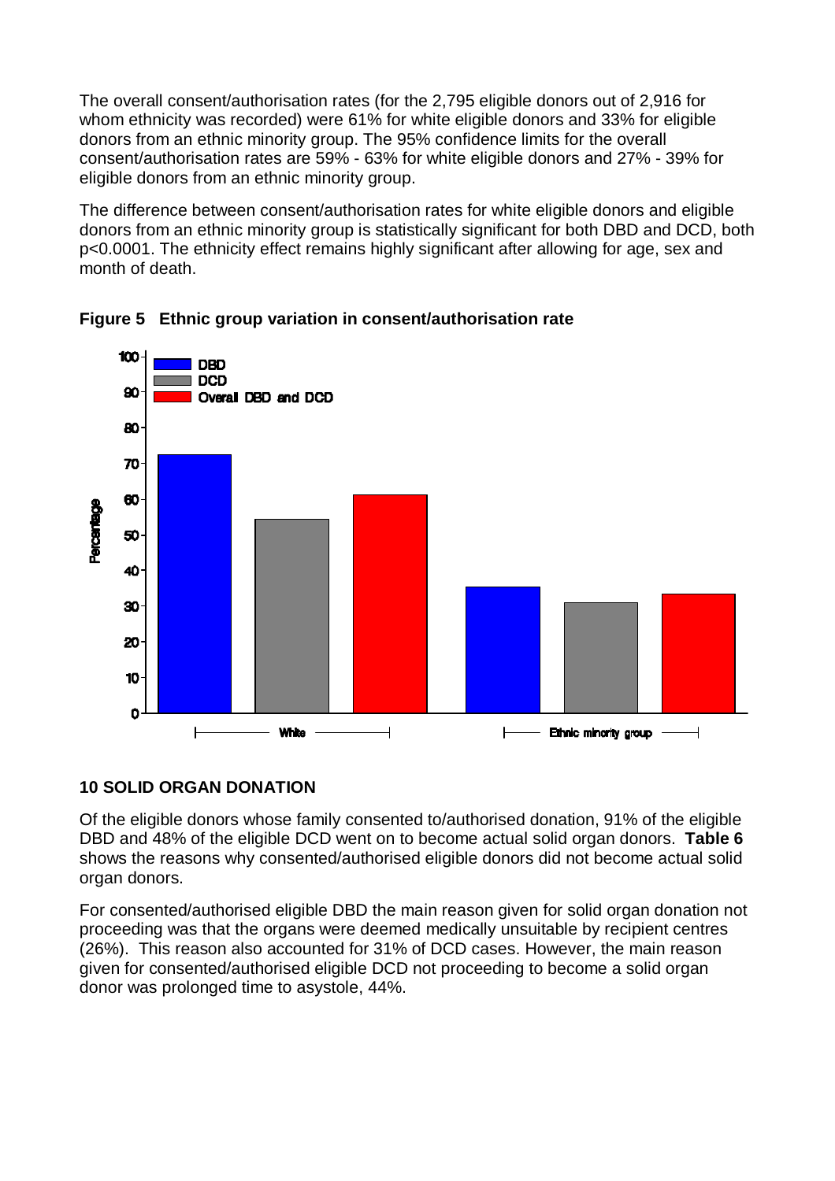The overall consent/authorisation rates (for the 2,795 eligible donors out of 2,916 for whom ethnicity was recorded) were 61% for white eligible donors and 33% for eligible donors from an ethnic minority group. The 95% confidence limits for the overall consent/authorisation rates are 59% - 63% for white eligible donors and 27% - 39% for eligible donors from an ethnic minority group.

The difference between consent/authorisation rates for white eligible donors and eligible donors from an ethnic minority group is statistically significant for both DBD and DCD, both $p<0.0001$. The ethnicity effect remains highly significant after allowing for age, sex and month of death.

**Figure 5 Ethnic group variation in consent/authorisation rate**

## 10 SOLID ORGAN DONATION

Of the eligible donors whose family consented to/authorised donation, 91% of the eligible DBD and 48% of the eligible DCD went on to become actual solid organ donors. **Table 6** shows the reasons why consented/authorised eligible donors did not become actual solid organ donors.

For consented/authorised eligible DBD the main reason given for solid organ donation not proceeding was that the organs were deemed medically unsuitable by recipient centres (26%). This reason also accounted for 31% of DCD cases. However, the main reason given for consented/authorised eligible DCD not proceeding to become a solid organ donor was prolonged time to asystole, 44%.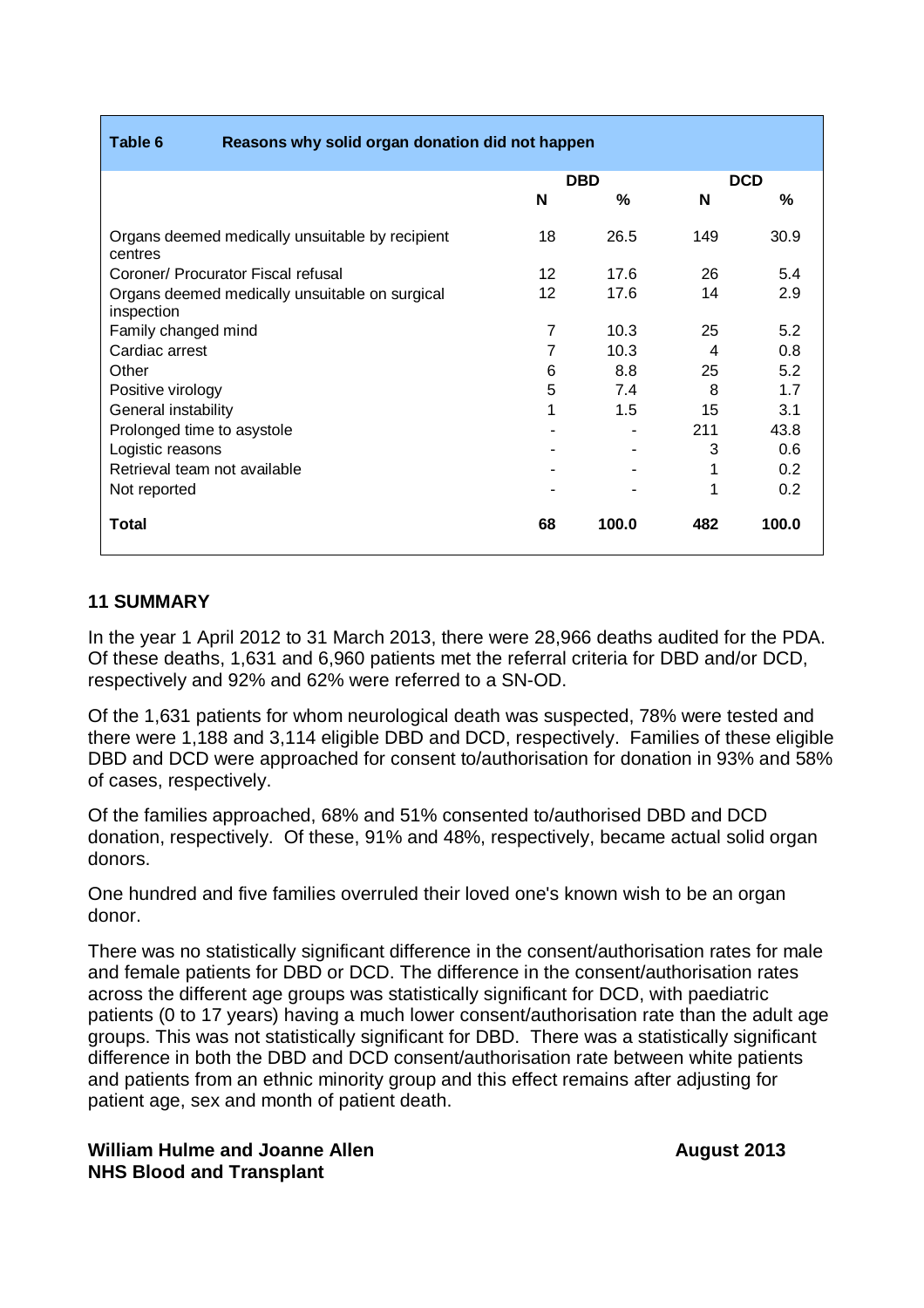**Table 6 Reasons why solid organ donation did not happen**

| | DBD | | DCD | |
|---|---|---|---|---|
| | N | % | N | % |
| Organs deemed medically unsuitable by recipient centres | 18 | 26.5 | 149 | 30.9 |
| Coroner/ Procurator Fiscal refusal | 12 | 17.6 | 26 | 5.4 |
| Organs deemed medically unsuitable on surgical inspection | 12 | 17.6 | 14 | 2.9 |
| Family changed mind | 7 | 10.3 | 25 | 5.2 |
| Cardiac arrest | 7 | 10.3 | 4 | 0.8 |
| Other | 6 | 8.8 | 25 | 5.2 |
| Positive virology | 5 | 7.4 | 8 | 1.7 |
| General instability | 1 | 1.5 | 15 | 3.1 |
| Prolonged time to asystole | - | - | 211 | 43.8 |
| Logistic reasons | - | - | 3 | 0.6 |
| Retrieval team not available | - | - | 1 | 0.2 |
| Not reported | - | - | 1 | 0.2 |
| **Total** | **68** | **100.0** | **482** | **100.0** |

## 11 SUMMARY

In the year 1 April 2012 to 31 March 2013, there were 28,966 deaths audited for the PDA. Of these deaths, 1,631 and 6,960 patients met the referral criteria for DBD and/or DCD, respectively and 92% and 62% were referred to a SN-OD.

Of the 1,631 patients for whom neurological death was suspected, 78% were tested and there were 1,188 and 3,114 eligible DBD and DCD, respectively. Families of these eligible DBD and DCD were approached for consent to/authorisation for donation in 93% and 58% of cases, respectively.

Of the families approached, 68% and 51% consented to/authorised DBD and DCD donation, respectively. Of these, 91% and 48%, respectively, became actual solid organ donors.

One hundred and five families overruled their loved one's known wish to be an organ donor.

There was no statistically significant difference in the consent/authorisation rates for male and female patients for DBD or DCD. The difference in the consent/authorisation rates across the different age groups was statistically significant for DCD, with paediatric patients (0 to 17 years) having a much lower consent/authorisation rate than the adult age groups. This was not statistically significant for DBD. There was a statistically significant difference in both the DBD and DCD consent/authorisation rate between white patients and patients from an ethnic minority group and this effect remains after adjusting for patient age, sex and month of patient death.

**William Hulme and Joanne Allen**
**NHS Blood and Transplant**

**August 2013**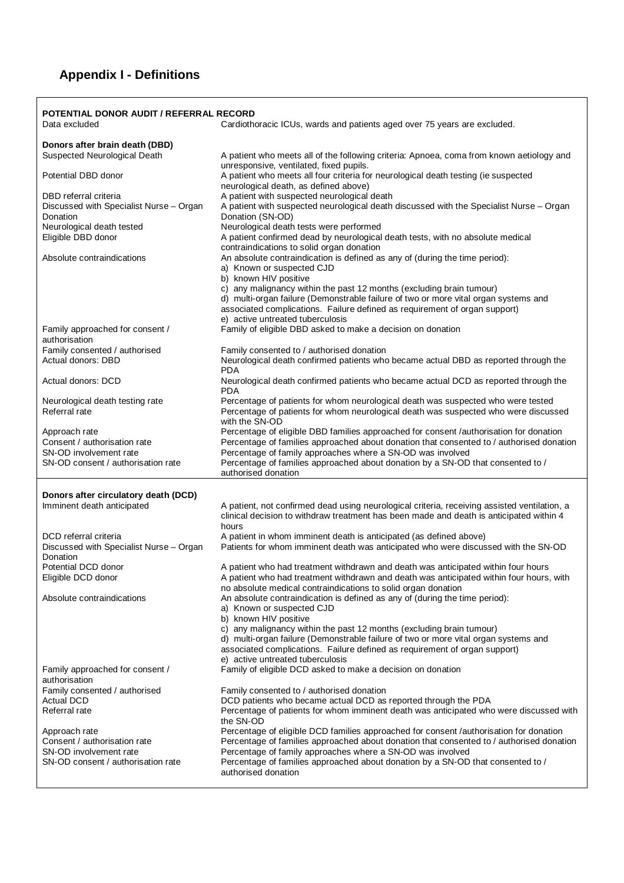# Appendix I - Definitions

| | |
|---|---|
| **POTENTIAL DONOR AUDIT / REFERRAL RECORD** | |
| Data excluded | Cardiothoracic ICUs, wards and patients aged over 75 years are excluded. |
| **Donors after brain death (DBD)** | |
| Suspected Neurological Death | A patient who meets all of the following criteria: Apnoea, coma from known aetiology and unresponsive, ventilated, fixed pupils. |
| Potential DBD donor | A patient who meets all four criteria for neurological death testing (ie suspected neurological death, as defined above) |
| DBD referral criteria | A patient with suspected neurological death |
| Discussed with Specialist Nurse – Organ Donation | A patient with suspected neurological death discussed with the Specialist Nurse – Organ Donation (SN-OD) |
| Neurological death tested | Neurological death tests were performed |
| Eligible DBD donor | A patient confirmed dead by neurological death tests, with no absolute medical contraindications to solid organ donation |
| Absolute contraindications | An absolute contraindication is defined as any of (during the time period):<br>a) Known or suspected CJD<br>b) known HIV positive<br>c) any malignancy within the past 12 months (excluding brain tumour)<br>d) multi-organ failure (Demonstrable failure of two or more vital organ systems and associated complications. Failure defined as requirement of organ support)<br>e) active untreated tuberculosis |
| Family approached for consent / authorisation | Family of eligible DBD asked to make a decision on donation |
| Family consented / authorised | Family consented to / authorised donation |
| Actual donors: DBD | Neurological death confirmed patients who became actual DBD as reported through the PDA |
| Actual donors: DCD | Neurological death confirmed patients who became actual DCD as reported through the PDA |
| Neurological death testing rate | Percentage of patients for whom neurological death was suspected who were tested |
| Referral rate | Percentage of patients for whom neurological death was suspected who were discussed with the SN-OD |
| Approach rate | Percentage of eligible DBD families approached for consent /authorisation for donation |
| Consent / authorisation rate | Percentage of families approached about donation that consented to / authorised donation |
| SN-OD involvement rate | Percentage of family approaches where a SN-OD was involved |
| SN-OD consent / authorisation rate | Percentage of families approached about donation by a SN-OD that consented to / authorised donation |
| **Donors after circulatory death (DCD)** | |
| Imminent death anticipated | A patient, not confirmed dead using neurological criteria, receiving assisted ventilation, a clinical decision to withdraw treatment has been made and death is anticipated within 4 hours |
| DCD referral criteria | A patient in whom imminent death is anticipated (as defined above) |
| Discussed with Specialist Nurse – Organ Donation | Patients for whom imminent death was anticipated who were discussed with the SN-OD |
| Potential DCD donor | A patient who had treatment withdrawn and death was anticipated within four hours |
| Eligible DCD donor | A patient who had treatment withdrawn and death was anticipated within four hours, with no absolute medical contraindications to solid organ donation |
| Absolute contraindications | An absolute contraindication is defined as any of (during the time period):<br>a) Known or suspected CJD<br>b) known HIV positive<br>c) any malignancy within the past 12 months (excluding brain tumour)<br>d) multi-organ failure (Demonstrable failure of two or more vital organ systems and associated complications. Failure defined as requirement of organ support)<br>e) active untreated tuberculosis |
| Family approached for consent / authorisation | Family of eligible DCD asked to make a decision on donation |
| Family consented / authorised | Family consented to / authorised donation |
| Actual DCD | DCD patients who became actual DCD as reported through the PDA |
| Referral rate | Percentage of patients for whom imminent death was anticipated who were discussed with the SN-OD |
| Approach rate | Percentage of eligible DCD families approached for consent /authorisation for donation |
| Consent / authorisation rate | Percentage of families approached about donation that consented to / authorised donation |
| SN-OD involvement rate | Percentage of family approaches where a SN-OD was involved |
| SN-OD consent / authorisation rate | Percentage of families approached about donation by a SN-OD that consented to / authorised donation |